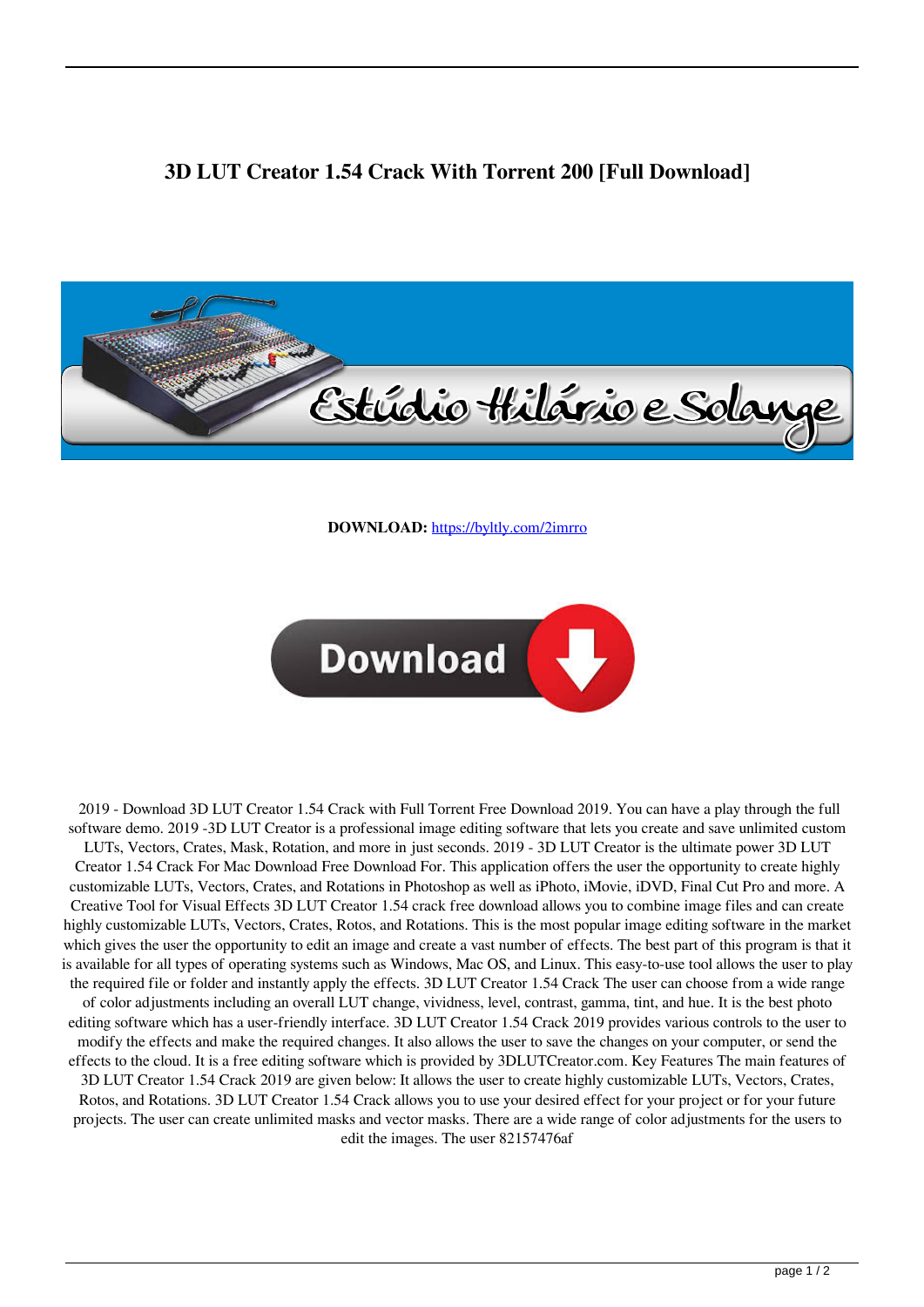# 3D LUT Creator 1.54 Crack With Torrent 200 [Full Download]

**DOWNLOAD:** https://byltly.com/2imrro

2019 - Download 3D LUT Creator 1.54 Crack with Full Torrent Free Download 2019. You can have a play through the full software demo. 2019 -3D LUT Creator is a professional image editing software that lets you create and save unlimited custom LUTs, Vectors, Crates, Mask, Rotation, and more in just seconds. 2019 - 3D LUT Creator is the ultimate power 3D LUT Creator 1.54 Crack For Mac Download Free Download For. This application offers the user the opportunity to create highly customizable LUTs, Vectors, Crates, and Rotations in Photoshop as well as iPhoto, iMovie, iDVD, Final Cut Pro and more. A Creative Tool for Visual Effects 3D LUT Creator 1.54 crack free download allows you to combine image files and can create highly customizable LUTs, Vectors, Crates, Rotos, and Rotations. This is the most popular image editing software in the market which gives the user the opportunity to edit an image and create a vast number of effects. The best part of this program is that it is available for all types of operating systems such as Windows, Mac OS, and Linux. This easy-to-use tool allows the user to play the required file or folder and instantly apply the effects. 3D LUT Creator 1.54 Crack The user can choose from a wide range of color adjustments including an overall LUT change, vividness, level, contrast, gamma, tint, and hue. It is the best photo editing software which has a user-friendly interface. 3D LUT Creator 1.54 Crack 2019 provides various controls to the user to modify the effects and make the required changes. It also allows the user to save the changes on your computer, or send the effects to the cloud. It is a free editing software which is provided by 3DLUTCreator.com. Key Features The main features of 3D LUT Creator 1.54 Crack 2019 are given below: It allows the user to create highly customizable LUTs, Vectors, Crates, Rotos, and Rotations. 3D LUT Creator 1.54 Crack allows you to use your desired effect for your project or for your future projects. The user can create unlimited masks and vector masks. There are a wide range of color adjustments for the users to edit the images. The user 82157476af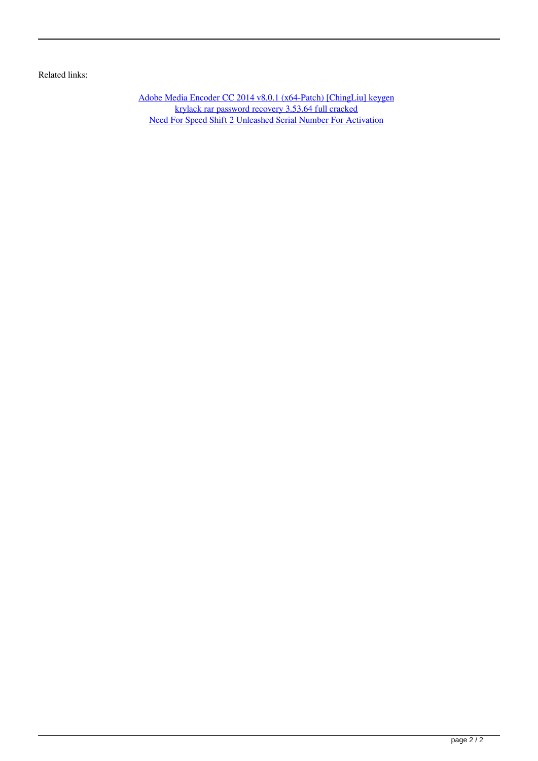Related links:

Adobe Media Encoder CC 2014 v8.0.1 (x64-Patch) [ChingLiu] keygen
krylack rar password recovery 3.53.64 full cracked
Need For Speed Shift 2 Unleashed Serial Number For Activation